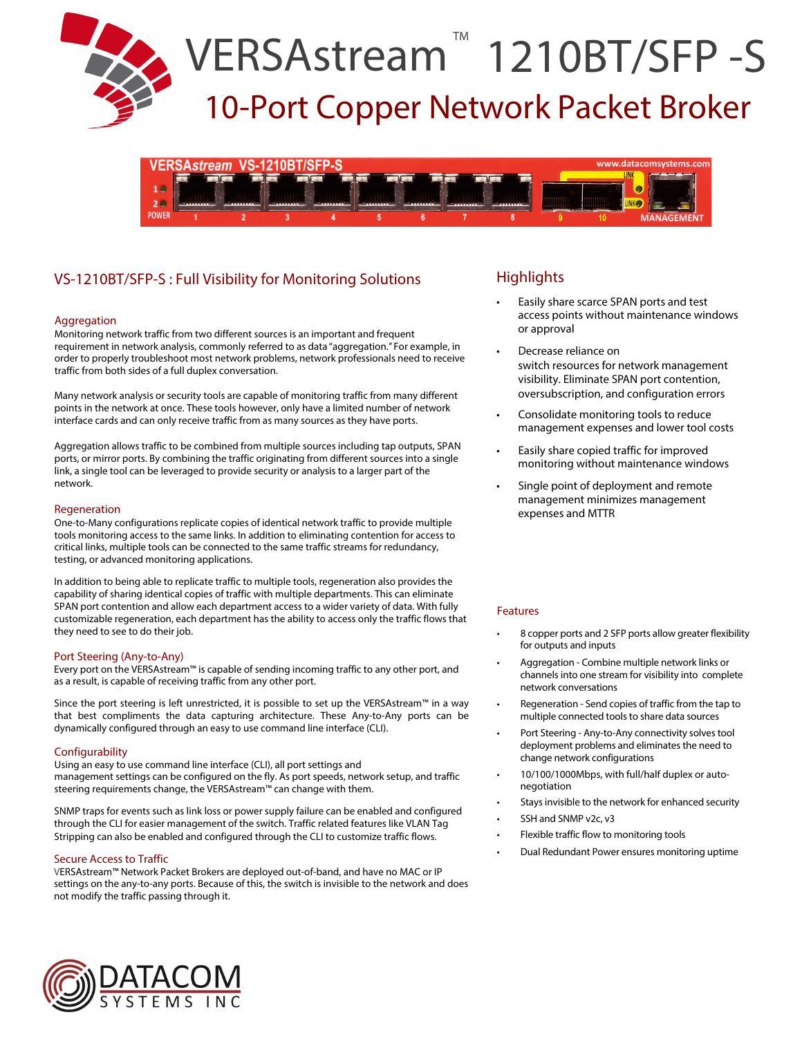# VERSAstream™ 1210BT/SFP -S

## 10-Port Copper Network Packet Broker

## VS-1210BT/SFP-S : Full Visibility for Monitoring Solutions

### Aggregation

Monitoring network traffic from two different sources is an important and frequent requirement in network analysis, commonly referred to as data "aggregation." For example, in order to properly troubleshoot most network problems, network professionals need to receive traffic from both sides of a full duplex conversation.

Many network analysis or security tools are capable of monitoring traffic from many different points in the network at once. These tools however, only have a limited number of network interface cards and can only receive traffic from as many sources as they have ports.

Aggregation allows traffic to be combined from multiple sources including tap outputs, SPAN ports, or mirror ports. By combining the traffic originating from different sources into a single link, a single tool can be leveraged to provide security or analysis to a larger part of the network.

### Regeneration

One-to-Many configurations replicate copies of identical network traffic to provide multiple tools monitoring access to the same links. In addition to eliminating contention for access to critical links, multiple tools can be connected to the same traffic streams for redundancy, testing, or advanced monitoring applications.

In addition to being able to replicate traffic to multiple tools, regeneration also provides the capability of sharing identical copies of traffic with multiple departments. This can eliminate SPAN port contention and allow each department access to a wider variety of data. With fully customizable regeneration, each department has the ability to access only the traffic flows that they need to see to do their job.

### Port Steering (Any-to-Any)

Every port on the VERSAstream™ is capable of sending incoming traffic to any other port, and as a result, is capable of receiving traffic from any other port.

Since the port steering is left unrestricted, it is possible to set up the VERSAstream™ in a way that best compliments the data capturing architecture. These Any-to-Any ports can be dynamically configured through an easy to use command line interface (CLI).

### Configurability

Using an easy to use command line interface (CLI), all port settings and management settings can be configured on the fly. As port speeds, network setup, and traffic steering requirements change, the VERSAstream™ can change with them.

SNMP traps for events such as link loss or power supply failure can be enabled and configured through the CLI for easier management of the switch. Traffic related features like VLAN Tag Stripping can also be enabled and configured through the CLI to customize traffic flows.

### Secure Access to Traffic

VERSAstream™ Network Packet Brokers are deployed out-of-band, and have no MAC or IP settings on the any-to-any ports. Because of this, the switch is invisible to the network and does not modify the traffic passing through it.

## Highlights

- Easily share scarce SPAN ports and test access points without maintenance windows or approval
- Decrease reliance on switch resources for network management visibility. Eliminate SPAN port contention, oversubscription, and configuration errors
- Consolidate monitoring tools to reduce management expenses and lower tool costs
- Easily share copied traffic for improved monitoring without maintenance windows
- Single point of deployment and remote management minimizes management expenses and MTTR

### Features

- 8 copper ports and 2 SFP ports allow greater flexibility for outputs and inputs
- Aggregation - Combine multiple network links or channels into one stream for visibility into complete network conversations
- Regeneration - Send copies of traffic from the tap to multiple connected tools to share data sources
- Port Steering - Any-to-Any connectivity solves tool deployment problems and eliminates the need to change network configurations
- 10/100/1000Mbps, with full/half duplex or auto-negotiation
- Stays invisible to the network for enhanced security
- SSH and SNMP v2c, v3
- Flexible traffic flow to monitoring tools
- Dual Redundant Power ensures monitoring uptime

DATACOM SYSTEMS INC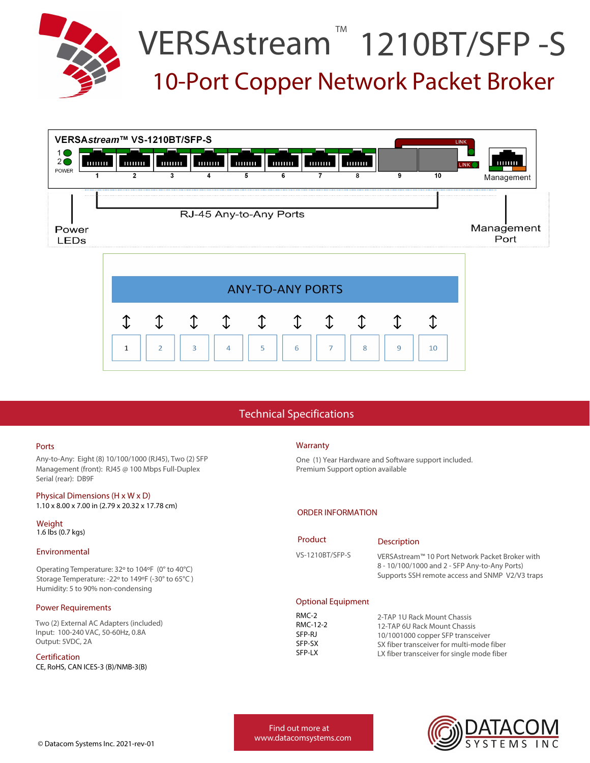# VERSAstream™ 1210BT/SFP -S

## 10-Port Copper Network Packet Broker

VERSAstream™ VS-1210BT/SFP-S

1 2 POWER

1 2 3 4 5 6 7 8 9 10

LINK LINK

Management

Power LEDs

RJ-45 Any-to-Any Ports

Management Port

ANY-TO-ANY PORTS

1 2 3 4 5 6 7 8 9 10

## Technical Specifications

### Ports

Any-to-Any: Eight (8) 10/100/1000 (RJ45), Two (2) SFP
Management (front): RJ45 @ 100 Mbps Full-Duplex
Serial (rear): DB9F

### Physical Dimensions (H x W x D)

1.10 x 8.00 x 7.00 in (2.79 x 20.32 x 17.78 cm)

### Weight

1.6 lbs (0.7 kgs)

### Environmental

Operating Temperature: 32º to 104ºF (0° to 40°C)
Storage Temperature: -22º to 149ºF (-30° to 65°C )
Humidity: 5 to 90% non-condensing

### Power Requirements

Two (2) External AC Adapters (included)
Input: 100-240 VAC, 50-60Hz, 0.8A
Output: 5VDC, 2A

### Certification

CE, RoHS, CAN ICES-3 (B)/NMB-3(B)

### Warranty

One (1) Year Hardware and Software support included.
Premium Support option available

### ORDER INFORMATION

| Product | Description |
|---|---|
| VS-1210BT/SFP-S | VERSAstream™ 10 Port Network Packet Broker with 8 - 10/100/1000 and 2 - SFP Any-to-Any Ports) Supports SSH remote access and SNMP V2/V3 traps |

### Optional Equipment

| | |
|---|---|
| RMC-2 | 2-TAP 1U Rack Mount Chassis |
| RMC-12-2 | 12-TAP 6U Rack Mount Chassis |
| SFP-RJ | 10/1001000 copper SFP transceiver |
| SFP-SX | SX fiber transceiver for multi-mode fiber |
| SFP-LX | LX fiber transceiver for single mode fiber |

Find out more at
www.datacomsystems.com

© Datacom Systems Inc. 2021-rev-01

DATACOM SYSTEMS INC